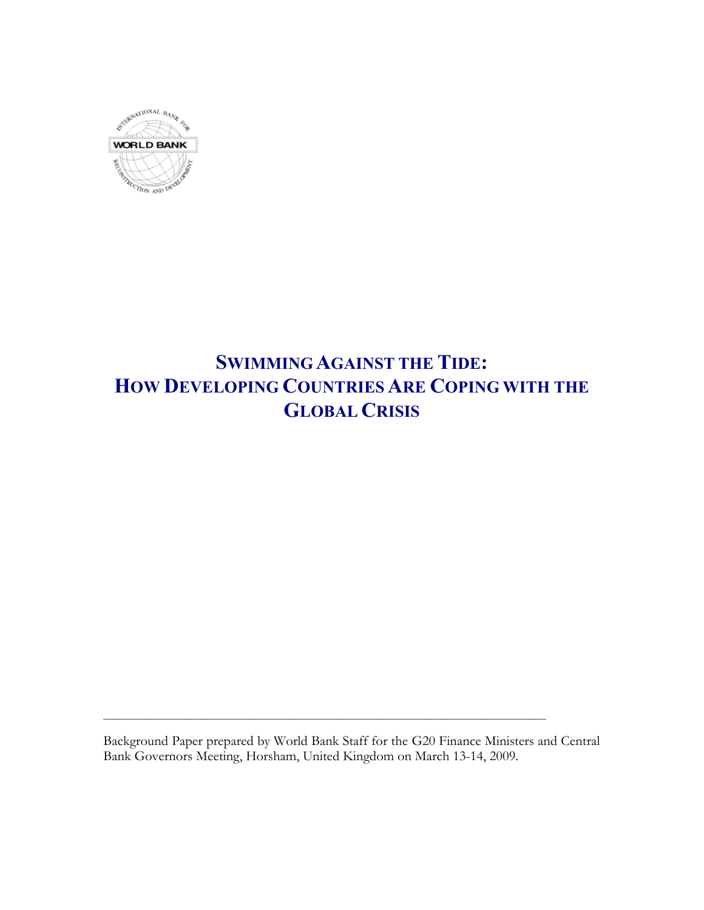# SWIMMING AGAINST THE TIDE: HOW DEVELOPING COUNTRIES ARE COPING WITH THE GLOBAL CRISIS

Background Paper prepared by World Bank Staff for the G20 Finance Ministers and Central Bank Governors Meeting, Horsham, United Kingdom on March 13-14, 2009.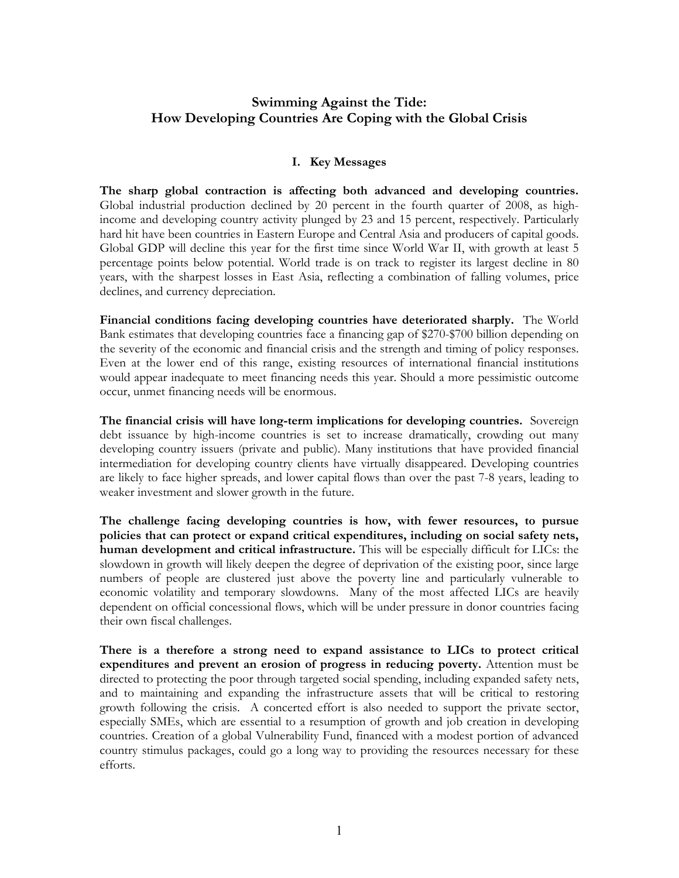# Swimming Against the Tide: How Developing Countries Are Coping with the Global Crisis

## I. Key Messages

**The sharp global contraction is affecting both advanced and developing countries.** Global industrial production declined by 20 percent in the fourth quarter of 2008, as high-income and developing country activity plunged by 23 and 15 percent, respectively. Particularly hard hit have been countries in Eastern Europe and Central Asia and producers of capital goods. Global GDP will decline this year for the first time since World War II, with growth at least 5 percentage points below potential. World trade is on track to register its largest decline in 80 years, with the sharpest losses in East Asia, reflecting a combination of falling volumes, price declines, and currency depreciation.

**Financial conditions facing developing countries have deteriorated sharply.** The World Bank estimates that developing countries face a financing gap of $270-$700 billion depending on the severity of the economic and financial crisis and the strength and timing of policy responses. Even at the lower end of this range, existing resources of international financial institutions would appear inadequate to meet financing needs this year. Should a more pessimistic outcome occur, unmet financing needs will be enormous.

**The financial crisis will have long-term implications for developing countries.** Sovereign debt issuance by high-income countries is set to increase dramatically, crowding out many developing country issuers (private and public). Many institutions that have provided financial intermediation for developing country clients have virtually disappeared. Developing countries are likely to face higher spreads, and lower capital flows than over the past 7-8 years, leading to weaker investment and slower growth in the future.

**The challenge facing developing countries is how, with fewer resources, to pursue policies that can protect or expand critical expenditures, including on social safety nets, human development and critical infrastructure.** This will be especially difficult for LICs: the slowdown in growth will likely deepen the degree of deprivation of the existing poor, since large numbers of people are clustered just above the poverty line and particularly vulnerable to economic volatility and temporary slowdowns. Many of the most affected LICs are heavily dependent on official concessional flows, which will be under pressure in donor countries facing their own fiscal challenges.

**There is a therefore a strong need to expand assistance to LICs to protect critical expenditures and prevent an erosion of progress in reducing poverty.** Attention must be directed to protecting the poor through targeted social spending, including expanded safety nets, and to maintaining and expanding the infrastructure assets that will be critical to restoring growth following the crisis. A concerted effort is also needed to support the private sector, especially SMEs, which are essential to a resumption of growth and job creation in developing countries. Creation of a global Vulnerability Fund, financed with a modest portion of advanced country stimulus packages, could go a long way to providing the resources necessary for these efforts.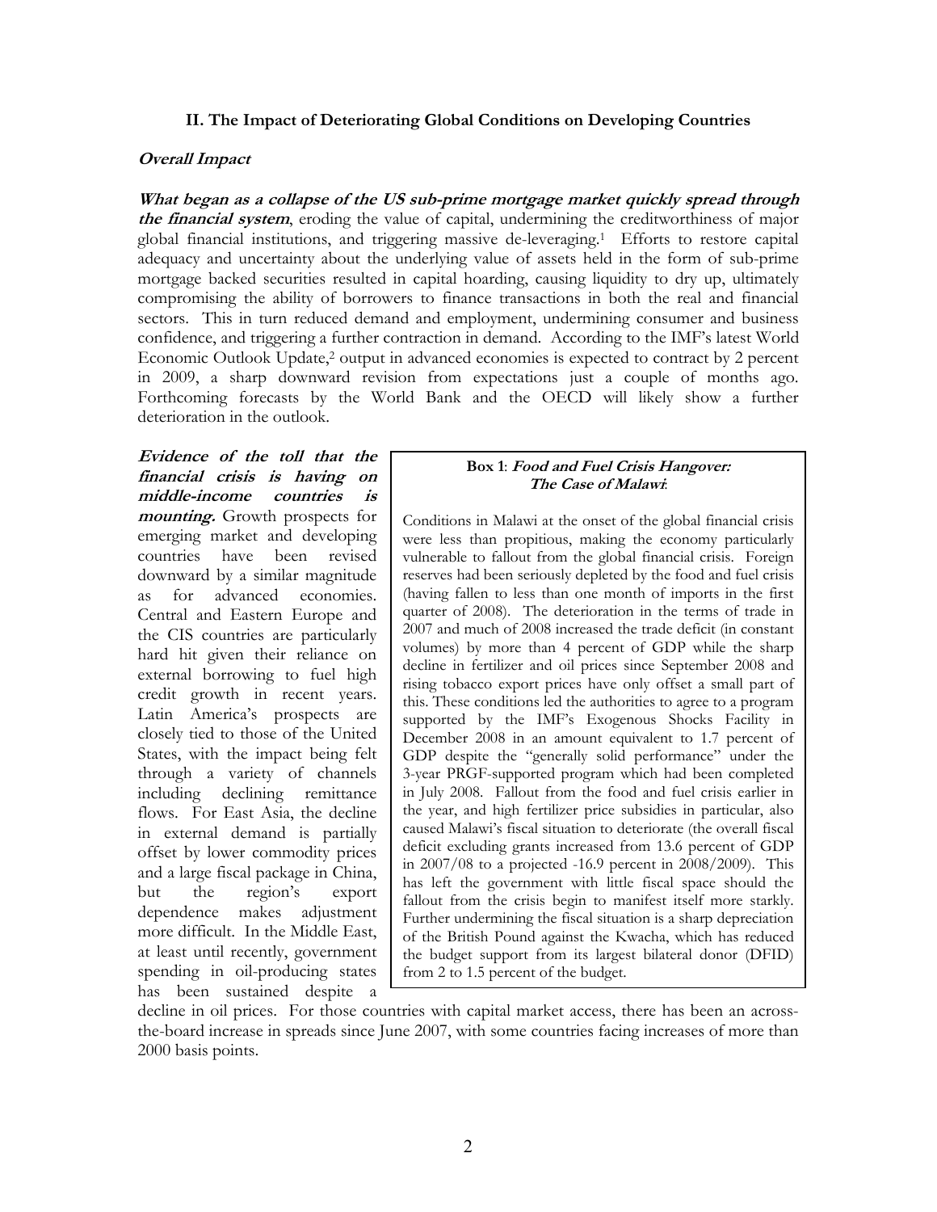## II. The Impact of Deteriorating Global Conditions on Developing Countries

### *Overall Impact*

***What began as a collapse of the US sub-prime mortgage market quickly spread through the financial system***, eroding the value of capital, undermining the creditworthiness of major global financial institutions, and triggering massive de-leveraging.[1] Efforts to restore capital adequacy and uncertainty about the underlying value of assets held in the form of sub-prime mortgage backed securities resulted in capital hoarding, causing liquidity to dry up, ultimately compromising the ability of borrowers to finance transactions in both the real and financial sectors. This in turn reduced demand and employment, undermining consumer and business confidence, and triggering a further contraction in demand. According to the IMF's latest World Economic Outlook Update,[2] output in advanced economies is expected to contract by 2 percent in 2009, a sharp downward revision from expectations just a couple of months ago. Forthcoming forecasts by the World Bank and the OECD will likely show a further deterioration in the outlook.

***Evidence of the toll that the financial crisis is having on middle-income countries is mounting.*** Growth prospects for emerging market and developing countries have been revised downward by a similar magnitude as for advanced economies. Central and Eastern Europe and the CIS countries are particularly hard hit given their reliance on external borrowing to fuel high credit growth in recent years. Latin America's prospects are closely tied to those of the United States, with the impact being felt through a variety of channels including declining remittance flows. For East Asia, the decline in external demand is partially offset by lower commodity prices and a large fiscal package in China, but the region's export dependence makes adjustment more difficult. In the Middle East, at least until recently, government spending in oil-producing states has been sustained despite a decline in oil prices. For those countries with capital market access, there has been an across-the-board increase in spreads since June 2007, with some countries facing increases of more than 2000 basis points.

> **Box 1**: ***Food and Fuel Crisis Hangover: The Case of Malawi***:
>
> Conditions in Malawi at the onset of the global financial crisis were less than propitious, making the economy particularly vulnerable to fallout from the global financial crisis. Foreign reserves had been seriously depleted by the food and fuel crisis (having fallen to less than one month of imports in the first quarter of 2008). The deterioration in the terms of trade in 2007 and much of 2008 increased the trade deficit (in constant volumes) by more than 4 percent of GDP while the sharp decline in fertilizer and oil prices since September 2008 and rising tobacco export prices have only offset a small part of this. These conditions led the authorities to agree to a program supported by the IMF's Exogenous Shocks Facility in December 2008 in an amount equivalent to 1.7 percent of GDP despite the "generally solid performance" under the 3-year PRGF-supported program which had been completed in July 2008. Fallout from the food and fuel crisis earlier in the year, and high fertilizer price subsidies in particular, also caused Malawi's fiscal situation to deteriorate (the overall fiscal deficit excluding grants increased from 13.6 percent of GDP in 2007/08 to a projected -16.9 percent in 2008/2009). This has left the government with little fiscal space should the fallout from the crisis begin to manifest itself more starkly. Further undermining the fiscal situation is a sharp depreciation of the British Pound against the Kwacha, which has reduced the budget support from its largest bilateral donor (DFID) from 2 to 1.5 percent of the budget.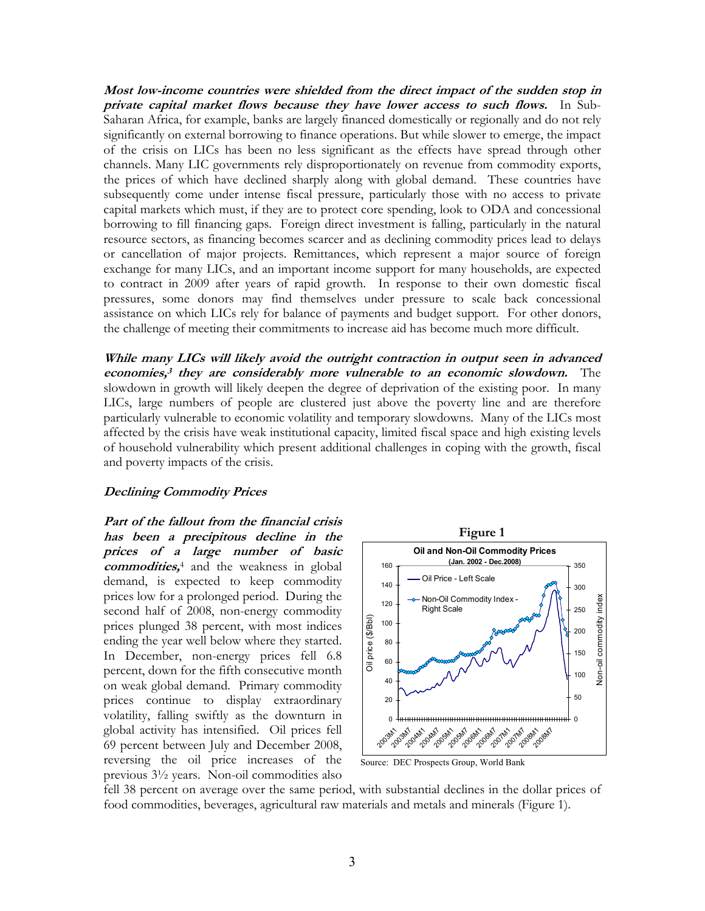***Most low-income countries were shielded from the direct impact of the sudden stop in private capital market flows because they have lower access to such flows.*** In Sub-Saharan Africa, for example, banks are largely financed domestically or regionally and do not rely significantly on external borrowing to finance operations. But while slower to emerge, the impact of the crisis on LICs has been no less significant as the effects have spread through other channels. Many LIC governments rely disproportionately on revenue from commodity exports, the prices of which have declined sharply along with global demand. These countries have subsequently come under intense fiscal pressure, particularly those with no access to private capital markets which must, if they are to protect core spending, look to ODA and concessional borrowing to fill financing gaps. Foreign direct investment is falling, particularly in the natural resource sectors, as financing becomes scarcer and as declining commodity prices lead to delays or cancellation of major projects. Remittances, which represent a major source of foreign exchange for many LICs, and an important income support for many households, are expected to contract in 2009 after years of rapid growth. In response to their own domestic fiscal pressures, some donors may find themselves under pressure to scale back concessional assistance on which LICs rely for balance of payments and budget support. For other donors, the challenge of meeting their commitments to increase aid has become much more difficult.

***While many LICs will likely avoid the outright contraction in output seen in advanced economies,[3] they are considerably more vulnerable to an economic slowdown.*** The slowdown in growth will likely deepen the degree of deprivation of the existing poor. In many LICs, large numbers of people are clustered just above the poverty line and are therefore particularly vulnerable to economic volatility and temporary slowdowns. Many of the LICs most affected by the crisis have weak institutional capacity, limited fiscal space and high existing levels of household vulnerability which present additional challenges in coping with the growth, fiscal and poverty impacts of the crisis.

### *Declining Commodity Prices*

***Part of the fallout from the financial crisis has been a precipitous decline in the prices of a large number of basic commodities,***[4] and the weakness in global demand, is expected to keep commodity prices low for a prolonged period. During the second half of 2008, non-energy commodity prices plunged 38 percent, with most indices ending the year well below where they started. In December, non-energy prices fell 6.8 percent, down for the fifth consecutive month on weak global demand. Primary commodity prices continue to display extraordinary volatility, falling swiftly as the downturn in global activity has intensified. Oil prices fell 69 percent between July and December 2008, reversing the oil price increases of the previous 3½ years. Non-oil commodities also fell 38 percent on average over the same period, with substantial declines in the dollar prices of food commodities, beverages, agricultural raw materials and metals and minerals (Figure 1).

**Figure 1**

Source: DEC Prospects Group, World Bank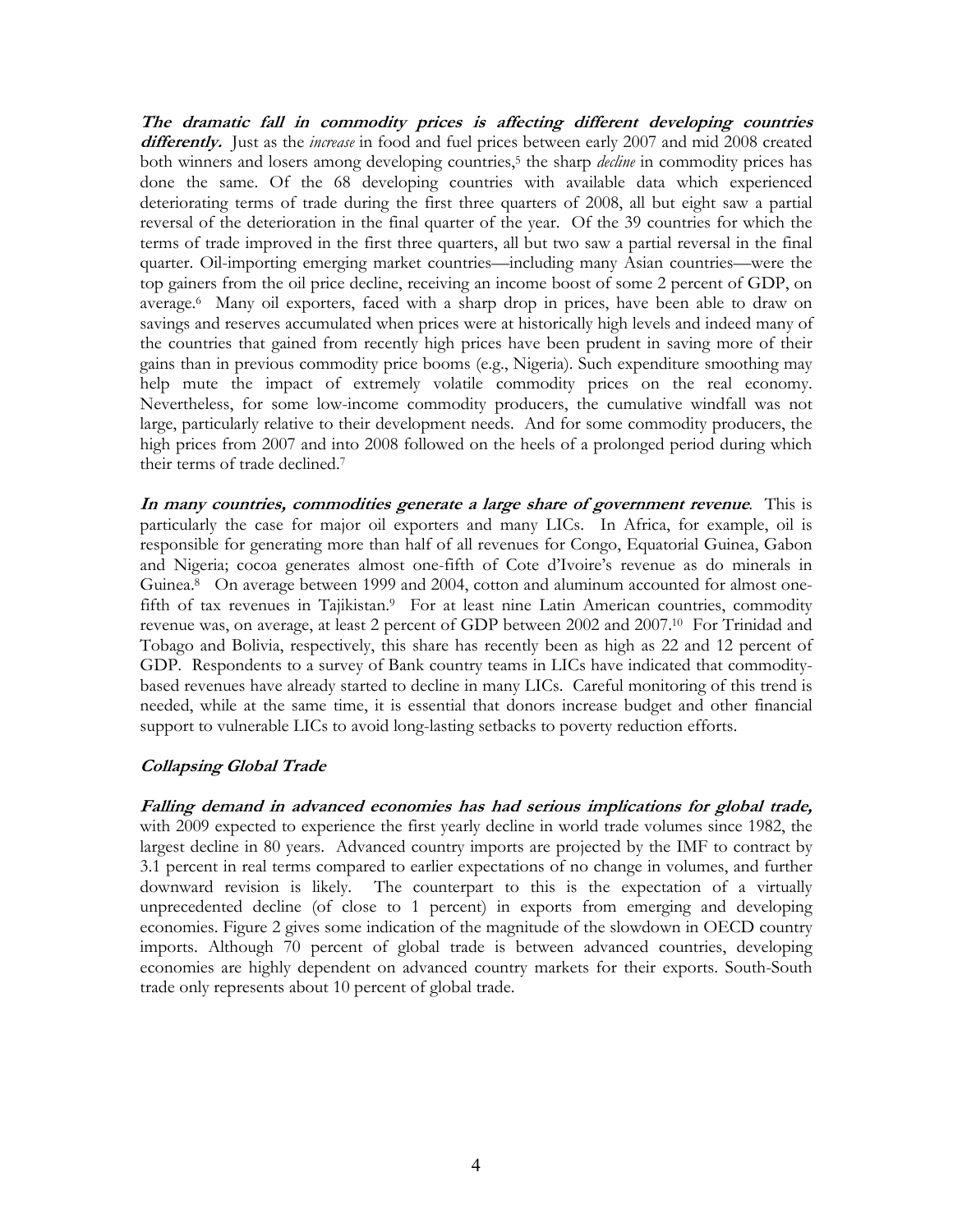***The dramatic fall in commodity prices is affecting different developing countries differently.*** Just as the *increase* in food and fuel prices between early 2007 and mid 2008 created both winners and losers among developing countries,[5] the sharp *decline* in commodity prices has done the same. Of the 68 developing countries with available data which experienced deteriorating terms of trade during the first three quarters of 2008, all but eight saw a partial reversal of the deterioration in the final quarter of the year. Of the 39 countries for which the terms of trade improved in the first three quarters, all but two saw a partial reversal in the final quarter. Oil-importing emerging market countries—including many Asian countries—were the top gainers from the oil price decline, receiving an income boost of some 2 percent of GDP, on average.[6] Many oil exporters, faced with a sharp drop in prices, have been able to draw on savings and reserves accumulated when prices were at historically high levels and indeed many of the countries that gained from recently high prices have been prudent in saving more of their gains than in previous commodity price booms (e.g., Nigeria). Such expenditure smoothing may help mute the impact of extremely volatile commodity prices on the real economy. Nevertheless, for some low-income commodity producers, the cumulative windfall was not large, particularly relative to their development needs. And for some commodity producers, the high prices from 2007 and into 2008 followed on the heels of a prolonged period during which their terms of trade declined.[7]

***In many countries, commodities generate a large share of government revenue***. This is particularly the case for major oil exporters and many LICs. In Africa, for example, oil is responsible for generating more than half of all revenues for Congo, Equatorial Guinea, Gabon and Nigeria; cocoa generates almost one-fifth of Cote d'Ivoire's revenue as do minerals in Guinea.[8] On average between 1999 and 2004, cotton and aluminum accounted for almost one-fifth of tax revenues in Tajikistan.[9] For at least nine Latin American countries, commodity revenue was, on average, at least 2 percent of GDP between 2002 and 2007.[10] For Trinidad and Tobago and Bolivia, respectively, this share has recently been as high as 22 and 12 percent of GDP. Respondents to a survey of Bank country teams in LICs have indicated that commodity-based revenues have already started to decline in many LICs. Careful monitoring of this trend is needed, while at the same time, it is essential that donors increase budget and other financial support to vulnerable LICs to avoid long-lasting setbacks to poverty reduction efforts.

### *Collapsing Global Trade*

***Falling demand in advanced economies has had serious implications for global trade,*** with 2009 expected to experience the first yearly decline in world trade volumes since 1982, the largest decline in 80 years. Advanced country imports are projected by the IMF to contract by 3.1 percent in real terms compared to earlier expectations of no change in volumes, and further downward revision is likely. The counterpart to this is the expectation of a virtually unprecedented decline (of close to 1 percent) in exports from emerging and developing economies. Figure 2 gives some indication of the magnitude of the slowdown in OECD country imports. Although 70 percent of global trade is between advanced countries, developing economies are highly dependent on advanced country markets for their exports. South-South trade only represents about 10 percent of global trade.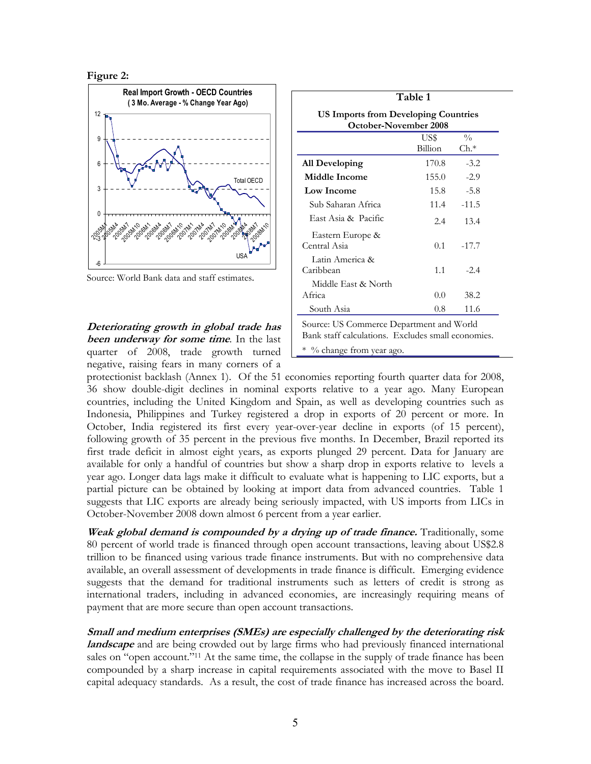**Figure 2:**

Real Import Growth - OECD Countries
(3 Mo. Average - % Change Year Ago)

Source: World Bank data and staff estimates.

| Table 1 | | |
|---|---|---|
| **US Imports from Developing Countries October-November 2008** | | |
| | US$ Billion | % Ch.* |
| **All Developing** | 170.8 | -3.2 |
| **Middle Income** | 155.0 | -2.9 |
| **Low Income** | 15.8 | -5.8 |
| Sub Saharan Africa | 11.4 | -11.5 |
| East Asia & Pacific | 2.4 | 13.4 |
| Eastern Europe & Central Asia | 0.1 | -17.7 |
| Latin America & Caribbean | 1.1 | -2.4 |
| Middle East & North Africa | 0.0 | 38.2 |
| South Asia | 0.8 | 11.6 |

Source: US Commerce Department and World Bank staff calculations. Excludes small economies.

* % change from year ago.

***Deteriorating growth in global trade has been underway for some time***. In the last quarter of 2008, trade growth turned negative, raising fears in many corners of a protectionist backlash (Annex 1). Of the 51 economies reporting fourth quarter data for 2008, 36 show double-digit declines in nominal exports relative to a year ago. Many European countries, including the United Kingdom and Spain, as well as developing countries such as Indonesia, Philippines and Turkey registered a drop in exports of 20 percent or more. In October, India registered its first every year-over-year decline in exports (of 15 percent), following growth of 35 percent in the previous five months. In December, Brazil reported its first trade deficit in almost eight years, as exports plunged 29 percent. Data for January are available for only a handful of countries but show a sharp drop in exports relative to levels a year ago. Longer data lags make it difficult to evaluate what is happening to LIC exports, but a partial picture can be obtained by looking at import data from advanced countries. Table 1 suggests that LIC exports are already being seriously impacted, with US imports from LICs in October-November 2008 down almost 6 percent from a year earlier.

***Weak global demand is compounded by a drying up of trade finance.*** Traditionally, some 80 percent of world trade is financed through open account transactions, leaving about US$2.8 trillion to be financed using various trade finance instruments. But with no comprehensive data available, an overall assessment of developments in trade finance is difficult. Emerging evidence suggests that the demand for traditional instruments such as letters of credit is strong as international traders, including in advanced economies, are increasingly requiring means of payment that are more secure than open account transactions.

***Small and medium enterprises (SMEs) are especially challenged by the deteriorating risk landscape*** and are being crowded out by large firms who had previously financed international sales on "open account."[11] At the same time, the collapse in the supply of trade finance has been compounded by a sharp increase in capital requirements associated with the move to Basel II capital adequacy standards. As a result, the cost of trade finance has increased across the board.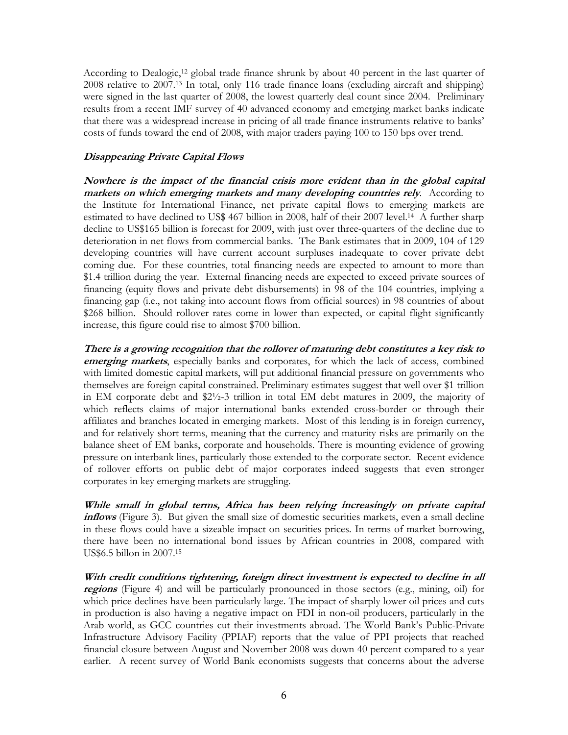According to Dealogic,[12] global trade finance shrunk by about 40 percent in the last quarter of 2008 relative to 2007.[13] In total, only 116 trade finance loans (excluding aircraft and shipping) were signed in the last quarter of 2008, the lowest quarterly deal count since 2004. Preliminary results from a recent IMF survey of 40 advanced economy and emerging market banks indicate that there was a widespread increase in pricing of all trade finance instruments relative to banks' costs of funds toward the end of 2008, with major traders paying 100 to 150 bps over trend.

### *Disappearing Private Capital Flows*

***Nowhere is the impact of the financial crisis more evident than in the global capital markets on which emerging markets and many developing countries rely***. According to the Institute for International Finance, net private capital flows to emerging markets are estimated to have declined to US$ 467 billion in 2008, half of their 2007 level.[14] A further sharp decline to US$165 billion is forecast for 2009, with just over three-quarters of the decline due to deterioration in net flows from commercial banks. The Bank estimates that in 2009, 104 of 129 developing countries will have current account surpluses inadequate to cover private debt coming due. For these countries, total financing needs are expected to amount to more than $1.4 trillion during the year. External financing needs are expected to exceed private sources of financing (equity flows and private debt disbursements) in 98 of the 104 countries, implying a financing gap (i.e., not taking into account flows from official sources) in 98 countries of about $268 billion. Should rollover rates come in lower than expected, or capital flight significantly increase, this figure could rise to almost $700 billion.

***There is a growing recognition that the rollover of maturing debt constitutes a key risk to emerging markets***, especially banks and corporates, for which the lack of access, combined with limited domestic capital markets, will put additional financial pressure on governments who themselves are foreign capital constrained. Preliminary estimates suggest that well over $1 trillion in EM corporate debt and $2½-3 trillion in total EM debt matures in 2009, the majority of which reflects claims of major international banks extended cross-border or through their affiliates and branches located in emerging markets. Most of this lending is in foreign currency, and for relatively short terms, meaning that the currency and maturity risks are primarily on the balance sheet of EM banks, corporate and households. There is mounting evidence of growing pressure on interbank lines, particularly those extended to the corporate sector. Recent evidence of rollover efforts on public debt of major corporates indeed suggests that even stronger corporates in key emerging markets are struggling.

***While small in global terms, Africa has been relying increasingly on private capital inflows*** (Figure 3). But given the small size of domestic securities markets, even a small decline in these flows could have a sizeable impact on securities prices. In terms of market borrowing, there have been no international bond issues by African countries in 2008, compared with US$6.5 billon in 2007.[15]

***With credit conditions tightening, foreign direct investment is expected to decline in all regions*** (Figure 4) and will be particularly pronounced in those sectors (e.g., mining, oil) for which price declines have been particularly large. The impact of sharply lower oil prices and cuts in production is also having a negative impact on FDI in non-oil producers, particularly in the Arab world, as GCC countries cut their investments abroad. The World Bank's Public-Private Infrastructure Advisory Facility (PPIAF) reports that the value of PPI projects that reached financial closure between August and November 2008 was down 40 percent compared to a year earlier. A recent survey of World Bank economists suggests that concerns about the adverse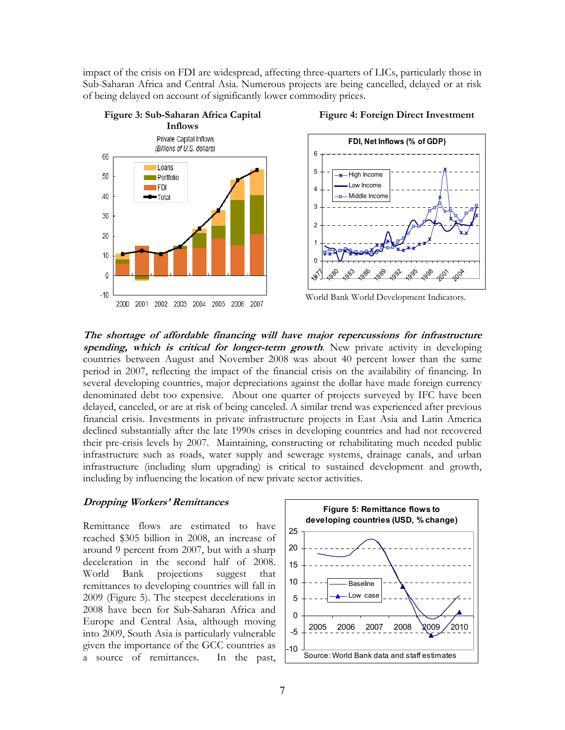impact of the crisis on FDI are widespread, affecting three-quarters of LICs, particularly those in Sub-Saharan Africa and Central Asia. Numerous projects are being cancelled, delayed or at risk of being delayed on account of significantly lower commodity prices.

**Figure 3: Sub-Saharan Africa Capital Inflows**

**Figure 4: Foreign Direct Investment**

World Bank World Development Indicators.

***The shortage of affordable financing will have major repercussions for infrastructure spending, which is critical for longer-term growth***. New private activity in developing countries between August and November 2008 was about 40 percent lower than the same period in 2007, reflecting the impact of the financial crisis on the availability of financing. In several developing countries, major depreciations against the dollar have made foreign currency denominated debt too expensive. About one quarter of projects surveyed by IFC have been delayed, canceled, or are at risk of being canceled. A similar trend was experienced after previous financial crisis. Investments in private infrastructure projects in East Asia and Latin America declined substantially after the late 1990s crises in developing countries and had not recovered their pre-crisis levels by 2007. Maintaining, constructing or rehabilitating much needed public infrastructure such as roads, water supply and sewerage systems, drainage canals, and urban infrastructure (including slum upgrading) is critical to sustained development and growth, including by influencing the location of new private sector activities.

### *Dropping Workers' Remittances*

Remittance flows are estimated to have reached \$305 billion in 2008, an increase of around 9 percent from 2007, but with a sharp deceleration in the second half of 2008. World Bank projections suggest that remittances to developing countries will fall in 2009 (Figure 5). The steepest decelerations in 2008 have been for Sub-Saharan Africa and Europe and Central Asia, although moving into 2009, South Asia is particularly vulnerable given the importance of the GCC countries as a source of remittances. In the past,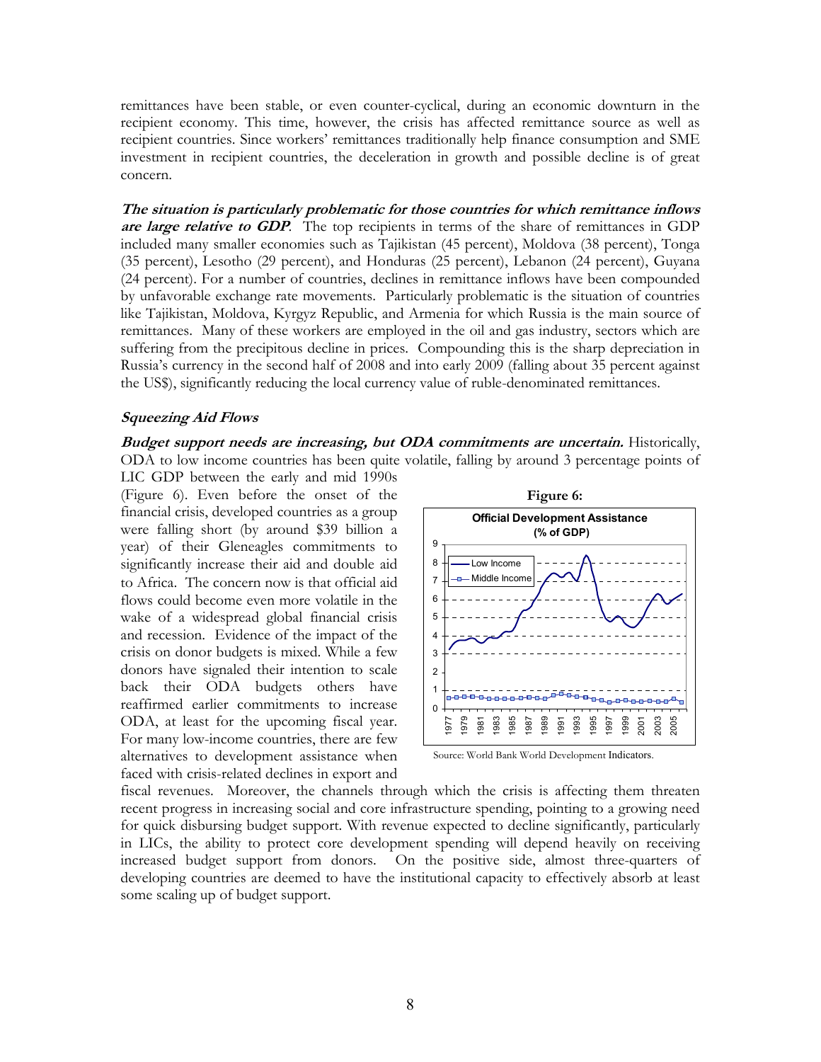remittances have been stable, or even counter-cyclical, during an economic downturn in the recipient economy. This time, however, the crisis has affected remittance source as well as recipient countries. Since workers' remittances traditionally help finance consumption and SME investment in recipient countries, the deceleration in growth and possible decline is of great concern.

***The situation is particularly problematic for those countries for which remittance inflows are large relative to GDP.*** The top recipients in terms of the share of remittances in GDP included many smaller economies such as Tajikistan (45 percent), Moldova (38 percent), Tonga (35 percent), Lesotho (29 percent), and Honduras (25 percent), Lebanon (24 percent), Guyana (24 percent). For a number of countries, declines in remittance inflows have been compounded by unfavorable exchange rate movements. Particularly problematic is the situation of countries like Tajikistan, Moldova, Kyrgyz Republic, and Armenia for which Russia is the main source of remittances. Many of these workers are employed in the oil and gas industry, sectors which are suffering from the precipitous decline in prices. Compounding this is the sharp depreciation in Russia's currency in the second half of 2008 and into early 2009 (falling about 35 percent against the US$), significantly reducing the local currency value of ruble-denominated remittances.

### *Squeezing Aid Flows*

***Budget support needs are increasing, but ODA commitments are uncertain.*** Historically, ODA to low income countries has been quite volatile, falling by around 3 percentage points of LIC GDP between the early and mid 1990s (Figure 6). Even before the onset of the financial crisis, developed countries as a group were falling short (by around $39 billion a year) of their Gleneagles commitments to significantly increase their aid and double aid to Africa. The concern now is that official aid flows could become even more volatile in the wake of a widespread global financial crisis and recession. Evidence of the impact of the crisis on donor budgets is mixed. While a few donors have signaled their intention to scale back their ODA budgets others have reaffirmed earlier commitments to increase ODA, at least for the upcoming fiscal year. For many low-income countries, there are few alternatives to development assistance when faced with crisis-related declines in export and fiscal revenues. Moreover, the channels through which the crisis is affecting them threaten recent progress in increasing social and core infrastructure spending, pointing to a growing need for quick disbursing budget support. With revenue expected to decline significantly, particularly in LICs, the ability to protect core development spending will depend heavily on receiving increased budget support from donors. On the positive side, almost three-quarters of developing countries are deemed to have the institutional capacity to effectively absorb at least some scaling up of budget support.

**Figure 6:**

**Official Development Assistance (% of GDP)**

Source: World Bank World Development Indicators.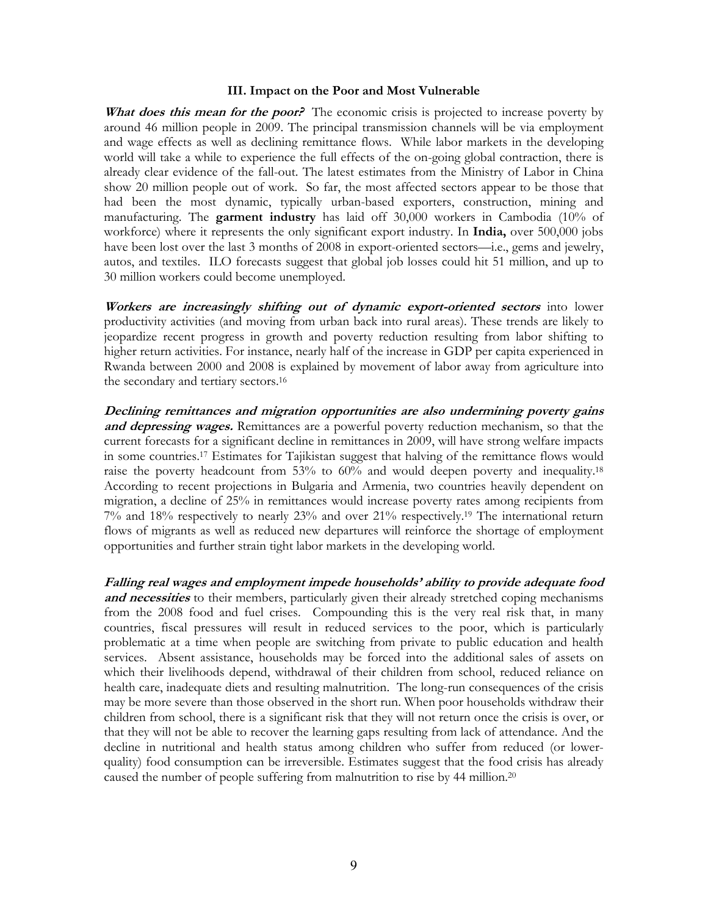### III. Impact on the Poor and Most Vulnerable

***What does this mean for the poor?*** The economic crisis is projected to increase poverty by around 46 million people in 2009. The principal transmission channels will be via employment and wage effects as well as declining remittance flows. While labor markets in the developing world will take a while to experience the full effects of the on-going global contraction, there is already clear evidence of the fall-out. The latest estimates from the Ministry of Labor in China show 20 million people out of work. So far, the most affected sectors appear to be those that had been the most dynamic, typically urban-based exporters, construction, mining and manufacturing. The **garment industry** has laid off 30,000 workers in Cambodia (10% of workforce) where it represents the only significant export industry. In **India,** over 500,000 jobs have been lost over the last 3 months of 2008 in export-oriented sectors—i.e., gems and jewelry, autos, and textiles. ILO forecasts suggest that global job losses could hit 51 million, and up to 30 million workers could become unemployed.

***Workers are increasingly shifting out of dynamic export-oriented sectors*** into lower productivity activities (and moving from urban back into rural areas). These trends are likely to jeopardize recent progress in growth and poverty reduction resulting from labor shifting to higher return activities. For instance, nearly half of the increase in GDP per capita experienced in Rwanda between 2000 and 2008 is explained by movement of labor away from agriculture into the secondary and tertiary sectors.[16]

***Declining remittances and migration opportunities are also undermining poverty gains and depressing wages.*** Remittances are a powerful poverty reduction mechanism, so that the current forecasts for a significant decline in remittances in 2009, will have strong welfare impacts in some countries.[17] Estimates for Tajikistan suggest that halving of the remittance flows would raise the poverty headcount from 53% to 60% and would deepen poverty and inequality.[18] According to recent projections in Bulgaria and Armenia, two countries heavily dependent on migration, a decline of 25% in remittances would increase poverty rates among recipients from 7% and 18% respectively to nearly 23% and over 21% respectively.[19] The international return flows of migrants as well as reduced new departures will reinforce the shortage of employment opportunities and further strain tight labor markets in the developing world.

***Falling real wages and employment impede households' ability to provide adequate food and necessities*** to their members, particularly given their already stretched coping mechanisms from the 2008 food and fuel crises. Compounding this is the very real risk that, in many countries, fiscal pressures will result in reduced services to the poor, which is particularly problematic at a time when people are switching from private to public education and health services. Absent assistance, households may be forced into the additional sales of assets on which their livelihoods depend, withdrawal of their children from school, reduced reliance on health care, inadequate diets and resulting malnutrition. The long-run consequences of the crisis may be more severe than those observed in the short run. When poor households withdraw their children from school, there is a significant risk that they will not return once the crisis is over, or that they will not be able to recover the learning gaps resulting from lack of attendance. And the decline in nutritional and health status among children who suffer from reduced (or lower-quality) food consumption can be irreversible. Estimates suggest that the food crisis has already caused the number of people suffering from malnutrition to rise by 44 million.[20]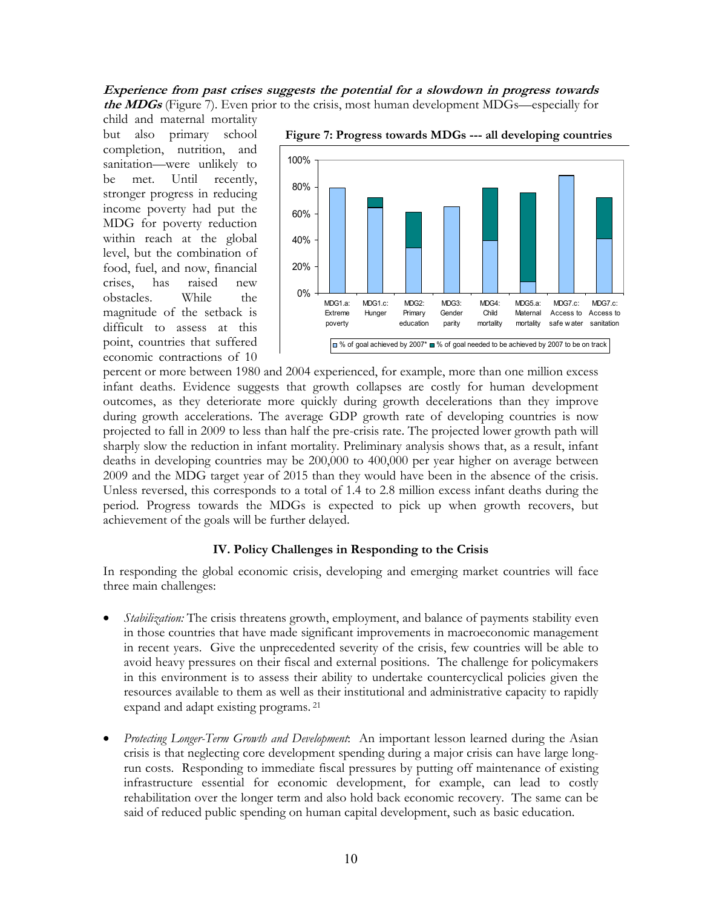***Experience from past crises suggests the potential for a slowdown in progress towards the MDGs*** (Figure 7). Even prior to the crisis, most human development MDGs—especially for child and maternal mortality but also primary school completion, nutrition, and sanitation—were unlikely to be met. Until recently, stronger progress in reducing income poverty had put the MDG for poverty reduction within reach at the global level, but the combination of food, fuel, and now, financial crises, has raised new obstacles. While the magnitude of the setback is difficult to assess at this point, countries that suffered economic contractions of 10 percent or more between 1980 and 2004 experienced, for example, more than one million excess infant deaths. Evidence suggests that growth collapses are costly for human development outcomes, as they deteriorate more quickly during growth decelerations than they improve during growth accelerations. The average GDP growth rate of developing countries is now projected to fall in 2009 to less than half the pre-crisis rate. The projected lower growth path will sharply slow the reduction in infant mortality. Preliminary analysis shows that, as a result, infant deaths in developing countries may be 200,000 to 400,000 per year higher on average between 2009 and the MDG target year of 2015 than they would have been in the absence of the crisis. Unless reversed, this corresponds to a total of 1.4 to 2.8 million excess infant deaths during the period. Progress towards the MDGs is expected to pick up when growth recovers, but achievement of the goals will be further delayed.

**Figure 7: Progress towards MDGs --- all developing countries**

| | MDG1.a: Extreme poverty | MDG1.c: Hunger | MDG2: Primary education | MDG3: Gender parity | MDG4: Child mortality | MDG5.a: Maternal mortality | MDG7.c: Access to safe water | MDG7.c: Access to sanitation |
|---|---|---|---|---|---|---|---|---|
| % of goal achieved by 2007* | ~79% | ~64% | ~34% | ~65% | ~39% | ~8% | ~88% | ~41% |
| % of goal needed to be achieved by 2007 to be on track | — | ~72% | ~61% | — | ~79% | ~75% | ~89% | ~72% |

## IV. Policy Challenges in Responding to the Crisis

In responding the global economic crisis, developing and emerging market countries will face three main challenges:

- *Stabilization:* The crisis threatens growth, employment, and balance of payments stability even in those countries that have made significant improvements in macroeconomic management in recent years. Give the unprecedented severity of the crisis, few countries will be able to avoid heavy pressures on their fiscal and external positions. The challenge for policymakers in this environment is to assess their ability to undertake countercyclical policies given the resources available to them as well as their institutional and administrative capacity to rapidly expand and adapt existing programs.[21]

- *Protecting Longer-Term Growth and Development*: An important lesson learned during the Asian crisis is that neglecting core development spending during a major crisis can have large long-run costs. Responding to immediate fiscal pressures by putting off maintenance of existing infrastructure essential for economic development, for example, can lead to costly rehabilitation over the longer term and also hold back economic recovery. The same can be said of reduced public spending on human capital development, such as basic education.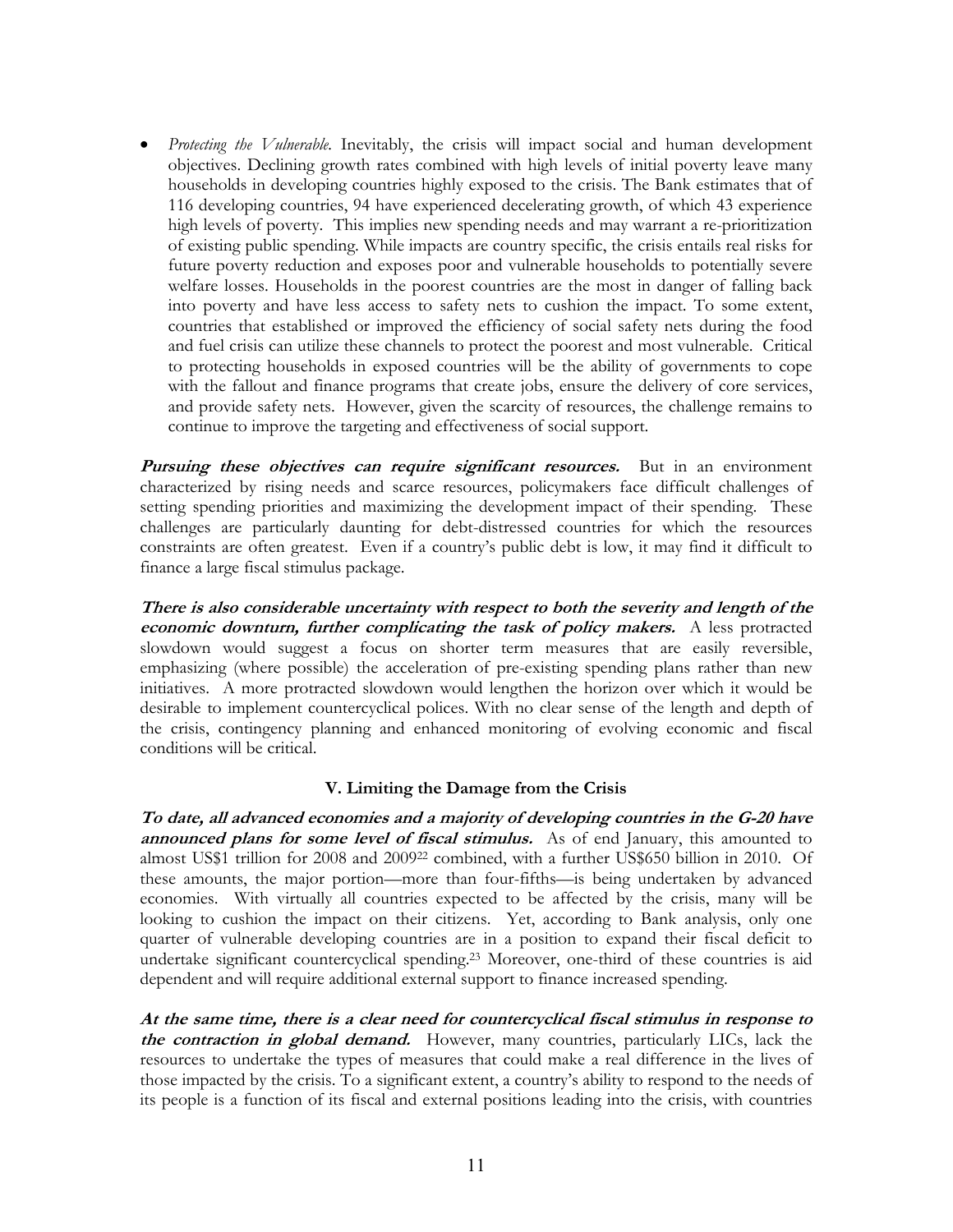- *Protecting the Vulnerable.* Inevitably, the crisis will impact social and human development objectives. Declining growth rates combined with high levels of initial poverty leave many households in developing countries highly exposed to the crisis. The Bank estimates that of 116 developing countries, 94 have experienced decelerating growth, of which 43 experience high levels of poverty. This implies new spending needs and may warrant a re-prioritization of existing public spending. While impacts are country specific, the crisis entails real risks for future poverty reduction and exposes poor and vulnerable households to potentially severe welfare losses. Households in the poorest countries are the most in danger of falling back into poverty and have less access to safety nets to cushion the impact. To some extent, countries that established or improved the efficiency of social safety nets during the food and fuel crisis can utilize these channels to protect the poorest and most vulnerable. Critical to protecting households in exposed countries will be the ability of governments to cope with the fallout and finance programs that create jobs, ensure the delivery of core services, and provide safety nets. However, given the scarcity of resources, the challenge remains to continue to improve the targeting and effectiveness of social support.

***Pursuing these objectives can require significant resources.*** But in an environment characterized by rising needs and scarce resources, policymakers face difficult challenges of setting spending priorities and maximizing the development impact of their spending. These challenges are particularly daunting for debt-distressed countries for which the resources constraints are often greatest. Even if a country's public debt is low, it may find it difficult to finance a large fiscal stimulus package.

***There is also considerable uncertainty with respect to both the severity and length of the economic downturn, further complicating the task of policy makers.*** A less protracted slowdown would suggest a focus on shorter term measures that are easily reversible, emphasizing (where possible) the acceleration of pre-existing spending plans rather than new initiatives. A more protracted slowdown would lengthen the horizon over which it would be desirable to implement countercyclical polices. With no clear sense of the length and depth of the crisis, contingency planning and enhanced monitoring of evolving economic and fiscal conditions will be critical.

## V. Limiting the Damage from the Crisis

***To date, all advanced economies and a majority of developing countries in the G-20 have announced plans for some level of fiscal stimulus.*** As of end January, this amounted to almost US$1 trillion for 2008 and 2009[22] combined, with a further US$650 billion in 2010. Of these amounts, the major portion—more than four-fifths—is being undertaken by advanced economies. With virtually all countries expected to be affected by the crisis, many will be looking to cushion the impact on their citizens. Yet, according to Bank analysis, only one quarter of vulnerable developing countries are in a position to expand their fiscal deficit to undertake significant countercyclical spending.[23] Moreover, one-third of these countries is aid dependent and will require additional external support to finance increased spending.

***At the same time, there is a clear need for countercyclical fiscal stimulus in response to the contraction in global demand.*** However, many countries, particularly LICs, lack the resources to undertake the types of measures that could make a real difference in the lives of those impacted by the crisis. To a significant extent, a country's ability to respond to the needs of its people is a function of its fiscal and external positions leading into the crisis, with countries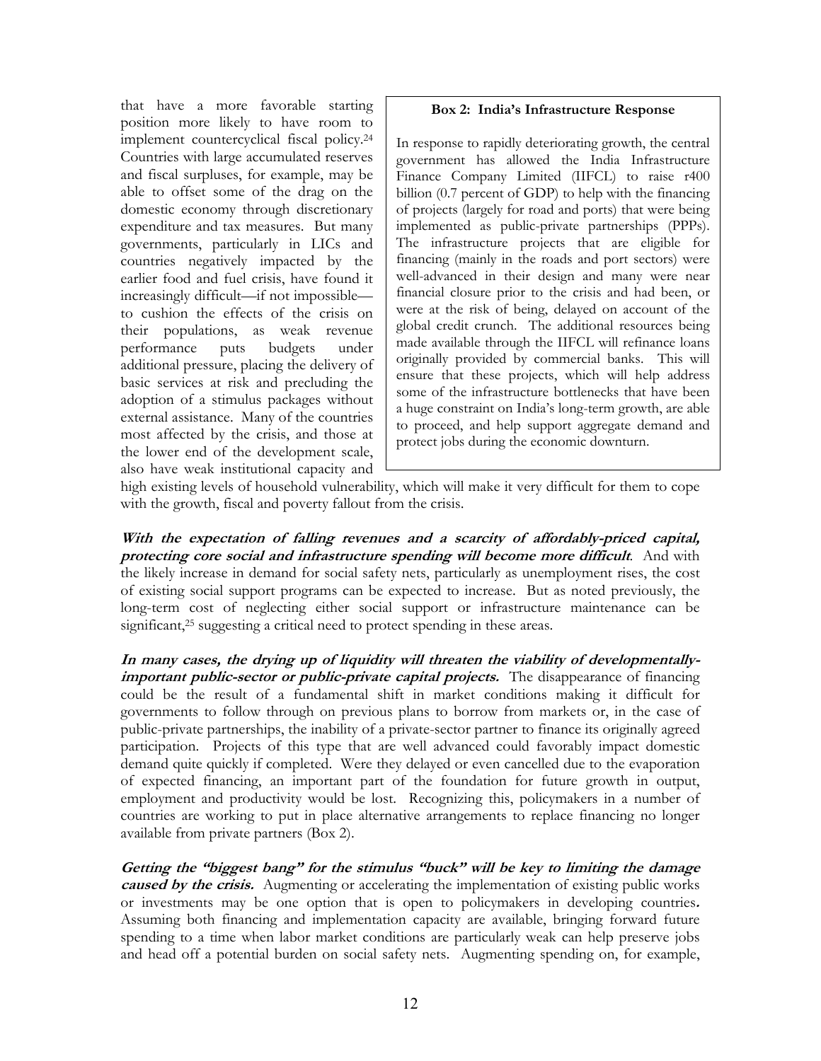that have a more favorable starting position more likely to have room to implement countercyclical fiscal policy.[24] Countries with large accumulated reserves and fiscal surpluses, for example, may be able to offset some of the drag on the domestic economy through discretionary expenditure and tax measures. But many governments, particularly in LICs and countries negatively impacted by the earlier food and fuel crisis, have found it increasingly difficult—if not impossible—to cushion the effects of the crisis on their populations, as weak revenue performance puts budgets under additional pressure, placing the delivery of basic services at risk and precluding the adoption of a stimulus packages without external assistance. Many of the countries most affected by the crisis, and those at the lower end of the development scale, also have weak institutional capacity and high existing levels of household vulnerability, which will make it very difficult for them to cope with the growth, fiscal and poverty fallout from the crisis.

> **Box 2: India's Infrastructure Response**
>
> In response to rapidly deteriorating growth, the central government has allowed the India Infrastructure Finance Company Limited (IIFCL) to raise r400 billion (0.7 percent of GDP) to help with the financing of projects (largely for road and ports) that were being implemented as public-private partnerships (PPPs). The infrastructure projects that are eligible for financing (mainly in the roads and port sectors) were well-advanced in their design and many were near financial closure prior to the crisis and had been, or were at the risk of being, delayed on account of the global credit crunch. The additional resources being made available through the IIFCL will refinance loans originally provided by commercial banks. This will ensure that these projects, which will help address some of the infrastructure bottlenecks that have been a huge constraint on India's long-term growth, are able to proceed, and help support aggregate demand and protect jobs during the economic downturn.

***With the expectation of falling revenues and a scarcity of affordably-priced capital, protecting core social and infrastructure spending will become more difficult***. And with the likely increase in demand for social safety nets, particularly as unemployment rises, the cost of existing social support programs can be expected to increase. But as noted previously, the long-term cost of neglecting either social support or infrastructure maintenance can be significant,[25] suggesting a critical need to protect spending in these areas.

***In many cases, the drying up of liquidity will threaten the viability of developmentally-important public-sector or public-private capital projects.*** The disappearance of financing could be the result of a fundamental shift in market conditions making it difficult for governments to follow through on previous plans to borrow from markets or, in the case of public-private partnerships, the inability of a private-sector partner to finance its originally agreed participation. Projects of this type that are well advanced could favorably impact domestic demand quite quickly if completed. Were they delayed or even cancelled due to the evaporation of expected financing, an important part of the foundation for future growth in output, employment and productivity would be lost. Recognizing this, policymakers in a number of countries are working to put in place alternative arrangements to replace financing no longer available from private partners (Box 2).

***Getting the "biggest bang" for the stimulus "buck" will be key to limiting the damage caused by the crisis.*** Augmenting or accelerating the implementation of existing public works or investments may be one option that is open to policymakers in developing countries**.** Assuming both financing and implementation capacity are available, bringing forward future spending to a time when labor market conditions are particularly weak can help preserve jobs and head off a potential burden on social safety nets. Augmenting spending on, for example,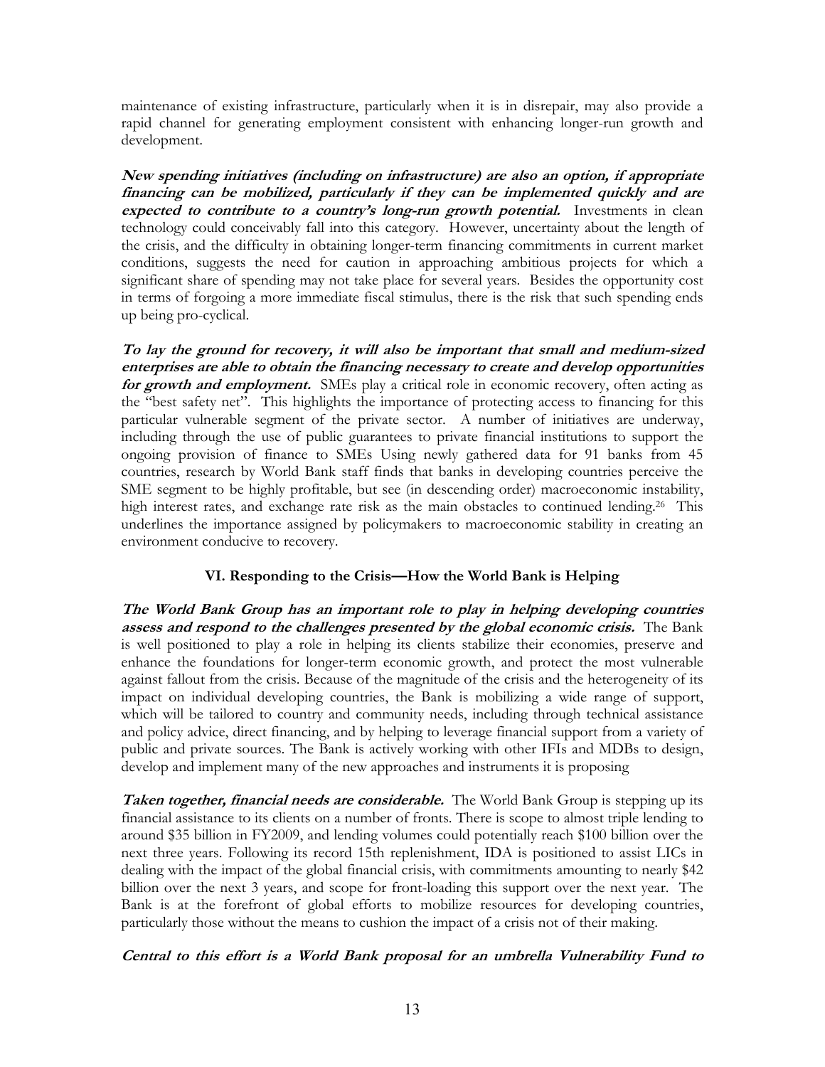maintenance of existing infrastructure, particularly when it is in disrepair, may also provide a rapid channel for generating employment consistent with enhancing longer-run growth and development.

***New spending initiatives (including on infrastructure) are also an option, if appropriate financing can be mobilized, particularly if they can be implemented quickly and are expected to contribute to a country's long-run growth potential.*** Investments in clean technology could conceivably fall into this category. However, uncertainty about the length of the crisis, and the difficulty in obtaining longer-term financing commitments in current market conditions, suggests the need for caution in approaching ambitious projects for which a significant share of spending may not take place for several years. Besides the opportunity cost in terms of forgoing a more immediate fiscal stimulus, there is the risk that such spending ends up being pro-cyclical.

***To lay the ground for recovery, it will also be important that small and medium-sized enterprises are able to obtain the financing necessary to create and develop opportunities for growth and employment.*** SMEs play a critical role in economic recovery, often acting as the "best safety net". This highlights the importance of protecting access to financing for this particular vulnerable segment of the private sector. A number of initiatives are underway, including through the use of public guarantees to private financial institutions to support the ongoing provision of finance to SMEs Using newly gathered data for 91 banks from 45 countries, research by World Bank staff finds that banks in developing countries perceive the SME segment to be highly profitable, but see (in descending order) macroeconomic instability, high interest rates, and exchange rate risk as the main obstacles to continued lending.[26] This underlines the importance assigned by policymakers to macroeconomic stability in creating an environment conducive to recovery.

## VI. Responding to the Crisis—How the World Bank is Helping

***The World Bank Group has an important role to play in helping developing countries assess and respond to the challenges presented by the global economic crisis.*** The Bank is well positioned to play a role in helping its clients stabilize their economies, preserve and enhance the foundations for longer-term economic growth, and protect the most vulnerable against fallout from the crisis. Because of the magnitude of the crisis and the heterogeneity of its impact on individual developing countries, the Bank is mobilizing a wide range of support, which will be tailored to country and community needs, including through technical assistance and policy advice, direct financing, and by helping to leverage financial support from a variety of public and private sources. The Bank is actively working with other IFIs and MDBs to design, develop and implement many of the new approaches and instruments it is proposing

***Taken together, financial needs are considerable.*** The World Bank Group is stepping up its financial assistance to its clients on a number of fronts. There is scope to almost triple lending to around $35 billion in FY2009, and lending volumes could potentially reach $100 billion over the next three years. Following its record 15th replenishment, IDA is positioned to assist LICs in dealing with the impact of the global financial crisis, with commitments amounting to nearly $42 billion over the next 3 years, and scope for front-loading this support over the next year. The Bank is at the forefront of global efforts to mobilize resources for developing countries, particularly those without the means to cushion the impact of a crisis not of their making.

***Central to this effort is a World Bank proposal for an umbrella Vulnerability Fund to***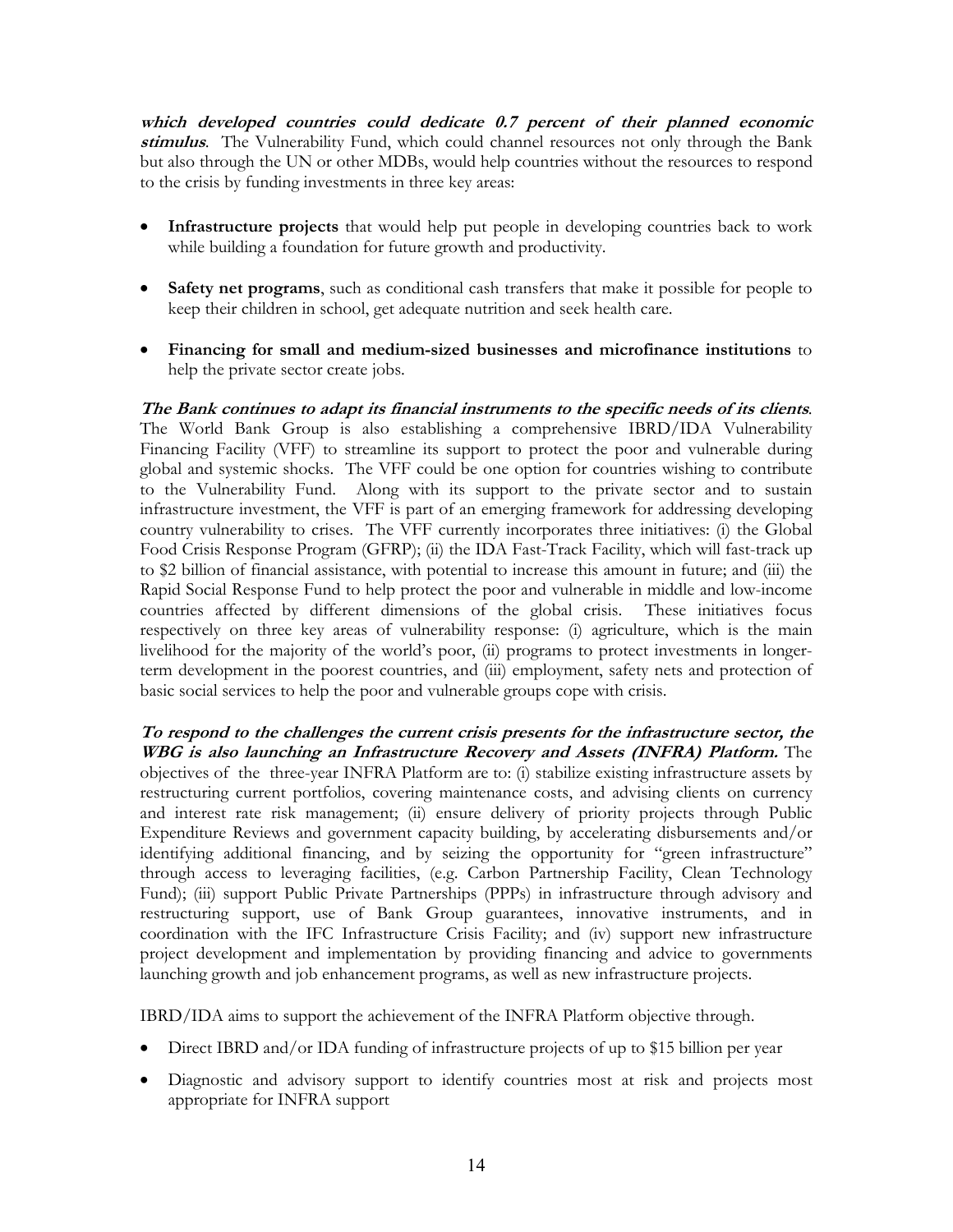***which developed countries could dedicate 0.7 percent of their planned economic stimulus***. The Vulnerability Fund, which could channel resources not only through the Bank but also through the UN or other MDBs, would help countries without the resources to respond to the crisis by funding investments in three key areas:

- **Infrastructure projects** that would help put people in developing countries back to work while building a foundation for future growth and productivity.
- **Safety net programs**, such as conditional cash transfers that make it possible for people to keep their children in school, get adequate nutrition and seek health care.
- **Financing for small and medium-sized businesses and microfinance institutions** to help the private sector create jobs.

***The Bank continues to adapt its financial instruments to the specific needs of its clients***. The World Bank Group is also establishing a comprehensive IBRD/IDA Vulnerability Financing Facility (VFF) to streamline its support to protect the poor and vulnerable during global and systemic shocks. The VFF could be one option for countries wishing to contribute to the Vulnerability Fund. Along with its support to the private sector and to sustain infrastructure investment, the VFF is part of an emerging framework for addressing developing country vulnerability to crises. The VFF currently incorporates three initiatives: (i) the Global Food Crisis Response Program (GFRP); (ii) the IDA Fast-Track Facility, which will fast-track up to $2 billion of financial assistance, with potential to increase this amount in future; and (iii) the Rapid Social Response Fund to help protect the poor and vulnerable in middle and low-income countries affected by different dimensions of the global crisis. These initiatives focus respectively on three key areas of vulnerability response: (i) agriculture, which is the main livelihood for the majority of the world's poor, (ii) programs to protect investments in longer-term development in the poorest countries, and (iii) employment, safety nets and protection of basic social services to help the poor and vulnerable groups cope with crisis.

***To respond to the challenges the current crisis presents for the infrastructure sector, the WBG is also launching an Infrastructure Recovery and Assets (INFRA) Platform.*** The objectives of the three-year INFRA Platform are to: (i) stabilize existing infrastructure assets by restructuring current portfolios, covering maintenance costs, and advising clients on currency and interest rate risk management; (ii) ensure delivery of priority projects through Public Expenditure Reviews and government capacity building, by accelerating disbursements and/or identifying additional financing, and by seizing the opportunity for "green infrastructure" through access to leveraging facilities, (e.g. Carbon Partnership Facility, Clean Technology Fund); (iii) support Public Private Partnerships (PPPs) in infrastructure through advisory and restructuring support, use of Bank Group guarantees, innovative instruments, and in coordination with the IFC Infrastructure Crisis Facility; and (iv) support new infrastructure project development and implementation by providing financing and advice to governments launching growth and job enhancement programs, as well as new infrastructure projects.

IBRD/IDA aims to support the achievement of the INFRA Platform objective through.

- Direct IBRD and/or IDA funding of infrastructure projects of up to $15 billion per year
- Diagnostic and advisory support to identify countries most at risk and projects most appropriate for INFRA support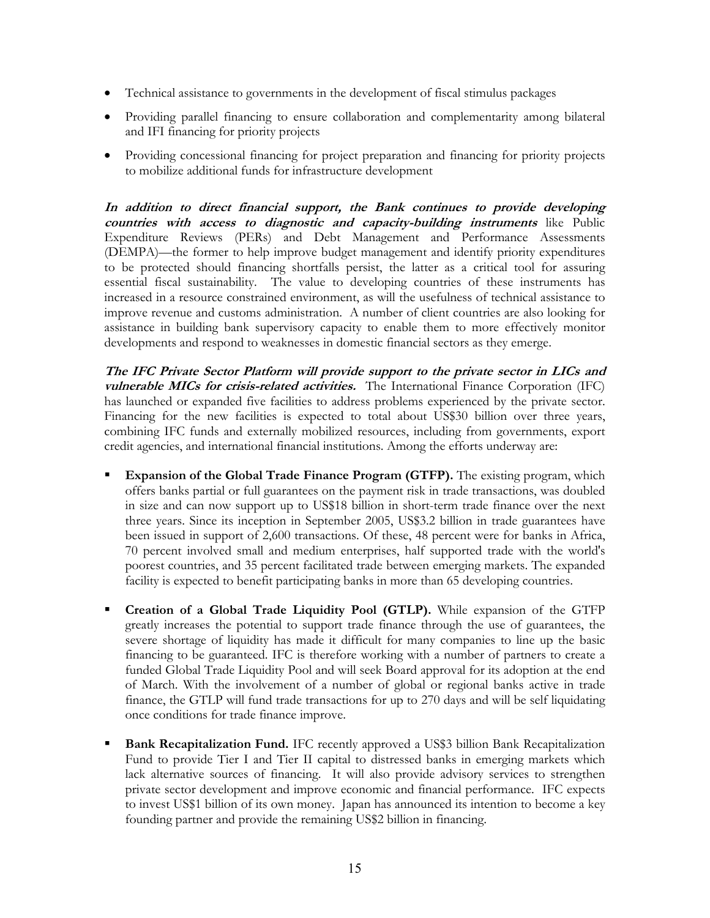- Technical assistance to governments in the development of fiscal stimulus packages
- Providing parallel financing to ensure collaboration and complementarity among bilateral and IFI financing for priority projects
- Providing concessional financing for project preparation and financing for priority projects to mobilize additional funds for infrastructure development

***In addition to direct financial support, the Bank continues to provide developing countries with access to diagnostic and capacity-building instruments*** like Public Expenditure Reviews (PERs) and Debt Management and Performance Assessments (DEMPA)—the former to help improve budget management and identify priority expenditures to be protected should financing shortfalls persist, the latter as a critical tool for assuring essential fiscal sustainability. The value to developing countries of these instruments has increased in a resource constrained environment, as will the usefulness of technical assistance to improve revenue and customs administration. A number of client countries are also looking for assistance in building bank supervisory capacity to enable them to more effectively monitor developments and respond to weaknesses in domestic financial sectors as they emerge.

***The IFC Private Sector Platform will provide support to the private sector in LICs and vulnerable MICs for crisis-related activities.*** The International Finance Corporation (IFC) has launched or expanded five facilities to address problems experienced by the private sector. Financing for the new facilities is expected to total about US$30 billion over three years, combining IFC funds and externally mobilized resources, including from governments, export credit agencies, and international financial institutions. Among the efforts underway are:

- **Expansion of the Global Trade Finance Program (GTFP).** The existing program, which offers banks partial or full guarantees on the payment risk in trade transactions, was doubled in size and can now support up to US$18 billion in short-term trade finance over the next three years. Since its inception in September 2005, US$3.2 billion in trade guarantees have been issued in support of 2,600 transactions. Of these, 48 percent were for banks in Africa, 70 percent involved small and medium enterprises, half supported trade with the world's poorest countries, and 35 percent facilitated trade between emerging markets. The expanded facility is expected to benefit participating banks in more than 65 developing countries.

- **Creation of a Global Trade Liquidity Pool (GTLP).** While expansion of the GTFP greatly increases the potential to support trade finance through the use of guarantees, the severe shortage of liquidity has made it difficult for many companies to line up the basic financing to be guaranteed. IFC is therefore working with a number of partners to create a funded Global Trade Liquidity Pool and will seek Board approval for its adoption at the end of March. With the involvement of a number of global or regional banks active in trade finance, the GTLP will fund trade transactions for up to 270 days and will be self liquidating once conditions for trade finance improve.

- **Bank Recapitalization Fund.** IFC recently approved a US$3 billion Bank Recapitalization Fund to provide Tier I and Tier II capital to distressed banks in emerging markets which lack alternative sources of financing. It will also provide advisory services to strengthen private sector development and improve economic and financial performance. IFC expects to invest US$1 billion of its own money. Japan has announced its intention to become a key founding partner and provide the remaining US$2 billion in financing.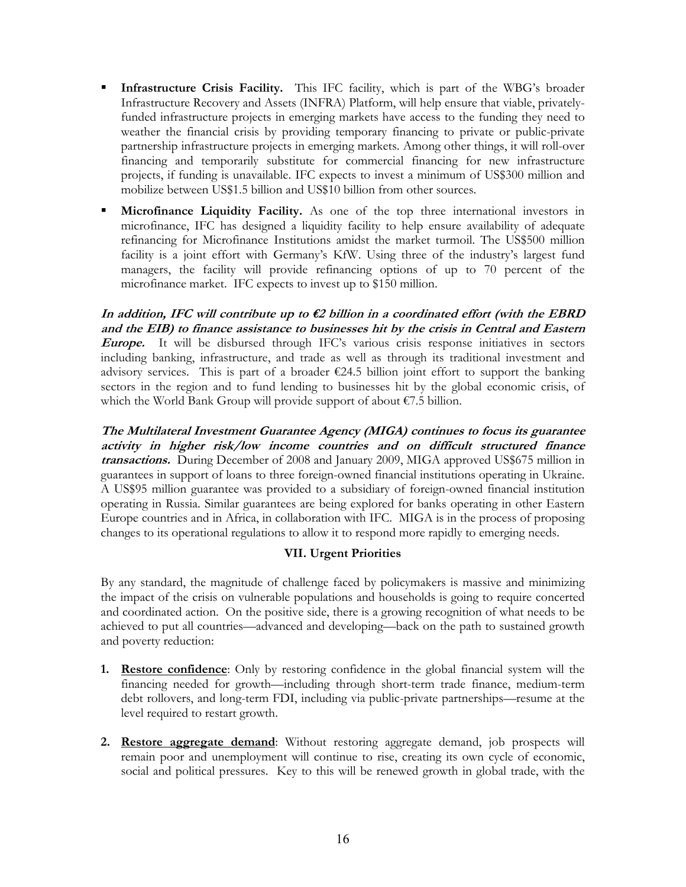- **Infrastructure Crisis Facility.** This IFC facility, which is part of the WBG's broader Infrastructure Recovery and Assets (INFRA) Platform, will help ensure that viable, privately-funded infrastructure projects in emerging markets have access to the funding they need to weather the financial crisis by providing temporary financing to private or public-private partnership infrastructure projects in emerging markets. Among other things, it will roll-over financing and temporarily substitute for commercial financing for new infrastructure projects, if funding is unavailable. IFC expects to invest a minimum of US$300 million and mobilize between US$1.5 billion and US$10 billion from other sources.
- **Microfinance Liquidity Facility.** As one of the top three international investors in microfinance, IFC has designed a liquidity facility to help ensure availability of adequate refinancing for Microfinance Institutions amidst the market turmoil. The US$500 million facility is a joint effort with Germany's KfW. Using three of the industry's largest fund managers, the facility will provide refinancing options of up to 70 percent of the microfinance market. IFC expects to invest up to $150 million.

***In addition, IFC will contribute up to €2 billion in a coordinated effort (with the EBRD and the EIB) to finance assistance to businesses hit by the crisis in Central and Eastern Europe.*** It will be disbursed through IFC's various crisis response initiatives in sectors including banking, infrastructure, and trade as well as through its traditional investment and advisory services. This is part of a broader €24.5 billion joint effort to support the banking sectors in the region and to fund lending to businesses hit by the global economic crisis, of which the World Bank Group will provide support of about €7.5 billion.

***The Multilateral Investment Guarantee Agency (MIGA) continues to focus its guarantee activity in higher risk/low income countries and on difficult structured finance transactions.*** During December of 2008 and January 2009, MIGA approved US$675 million in guarantees in support of loans to three foreign-owned financial institutions operating in Ukraine. A US$95 million guarantee was provided to a subsidiary of foreign-owned financial institution operating in Russia. Similar guarantees are being explored for banks operating in other Eastern Europe countries and in Africa, in collaboration with IFC. MIGA is in the process of proposing changes to its operational regulations to allow it to respond more rapidly to emerging needs.

## VII. Urgent Priorities

By any standard, the magnitude of challenge faced by policymakers is massive and minimizing the impact of the crisis on vulnerable populations and households is going to require concerted and coordinated action. On the positive side, there is a growing recognition of what needs to be achieved to put all countries—advanced and developing—back on the path to sustained growth and poverty reduction:

1. **Restore confidence**: Only by restoring confidence in the global financial system will the financing needed for growth—including through short-term trade finance, medium-term debt rollovers, and long-term FDI, including via public-private partnerships—resume at the level required to restart growth.
2. **Restore aggregate demand**: Without restoring aggregate demand, job prospects will remain poor and unemployment will continue to rise, creating its own cycle of economic, social and political pressures. Key to this will be renewed growth in global trade, with the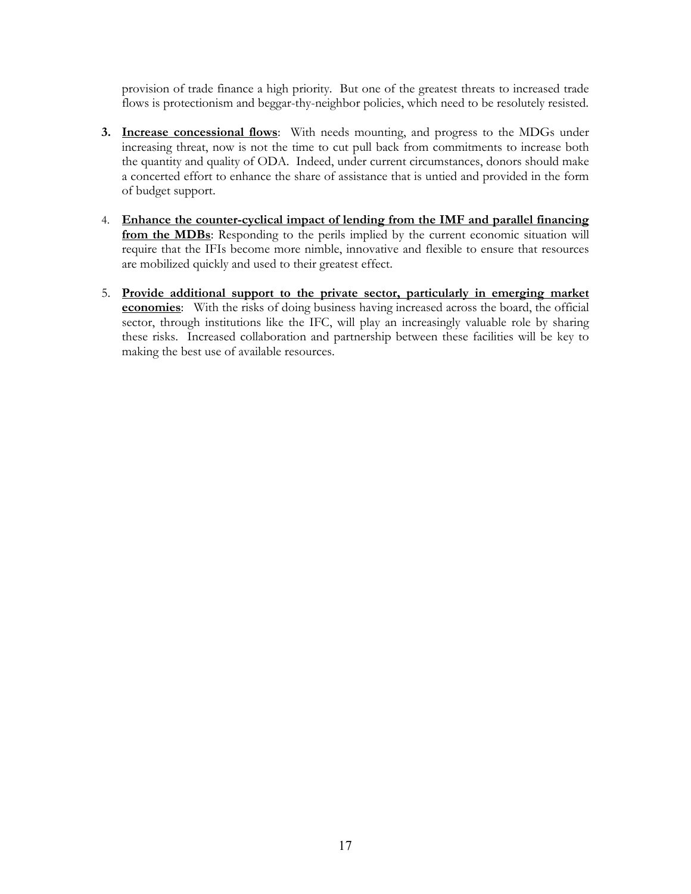provision of trade finance a high priority. But one of the greatest threats to increased trade flows is protectionism and beggar-thy-neighbor policies, which need to be resolutely resisted.

3. **Increase concessional flows**: With needs mounting, and progress to the MDGs under increasing threat, now is not the time to cut pull back from commitments to increase both the quantity and quality of ODA. Indeed, under current circumstances, donors should make a concerted effort to enhance the share of assistance that is untied and provided in the form of budget support.

4. **Enhance the counter-cyclical impact of lending from the IMF and parallel financing from the MDBs**: Responding to the perils implied by the current economic situation will require that the IFIs become more nimble, innovative and flexible to ensure that resources are mobilized quickly and used to their greatest effect.

5. **Provide additional support to the private sector, particularly in emerging market economies**: With the risks of doing business having increased across the board, the official sector, through institutions like the IFC, will play an increasingly valuable role by sharing these risks. Increased collaboration and partnership between these facilities will be key to making the best use of available resources.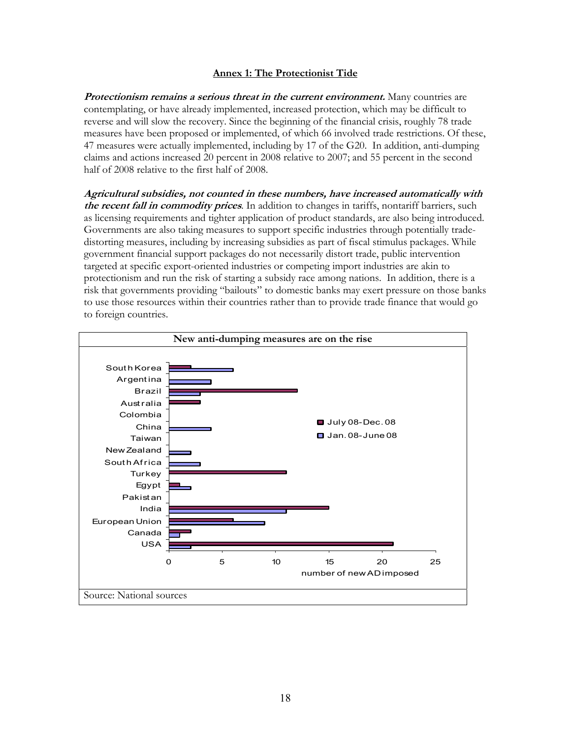## Annex 1: The Protectionist Tide

***Protectionism remains a serious threat in the current environment.*** Many countries are contemplating, or have already implemented, increased protection, which may be difficult to reverse and will slow the recovery. Since the beginning of the financial crisis, roughly 78 trade measures have been proposed or implemented, of which 66 involved trade restrictions. Of these, 47 measures were actually implemented, including by 17 of the G20. In addition, anti-dumping claims and actions increased 20 percent in 2008 relative to 2007; and 55 percent in the second half of 2008 relative to the first half of 2008.

***Agricultural subsidies, not counted in these numbers, have increased automatically with the recent fall in commodity prices***. In addition to changes in tariffs, nontariff barriers, such as licensing requirements and tighter application of product standards, are also being introduced. Governments are also taking measures to support specific industries through potentially trade-distorting measures, including by increasing subsidies as part of fiscal stimulus packages. While government financial support packages do not necessarily distort trade, public intervention targeted at specific export-oriented industries or competing import industries are akin to protectionism and run the risk of starting a subsidy race among nations. In addition, there is a risk that governments providing "bailouts" to domestic banks may exert pressure on those banks to use those resources within their countries rather than to provide trade finance that would go to foreign countries.

**New anti-dumping measures are on the rise**

| Country | July 08-Dec. 08 | Jan. 08-June 08 |
|---|---|---|
| South Korea | 2 | 6 |
| Argentina | | 4 |
| Brazil | 12 | 3 |
| Australia | 3 | |
| Colombia | | |
| China | | 4 |
| Taiwan | | |
| New Zealand | | 2 |
| South Africa | | 3 |
| Turkey | 11 | |
| Egypt | 1 | 2 |
| Pakistan | | |
| India | 15 | 11 |
| European Union | 6 | 9 |
| Canada | 2 | 1 |
| USA | 21 | 2 |

number of new AD imposed

Source: National sources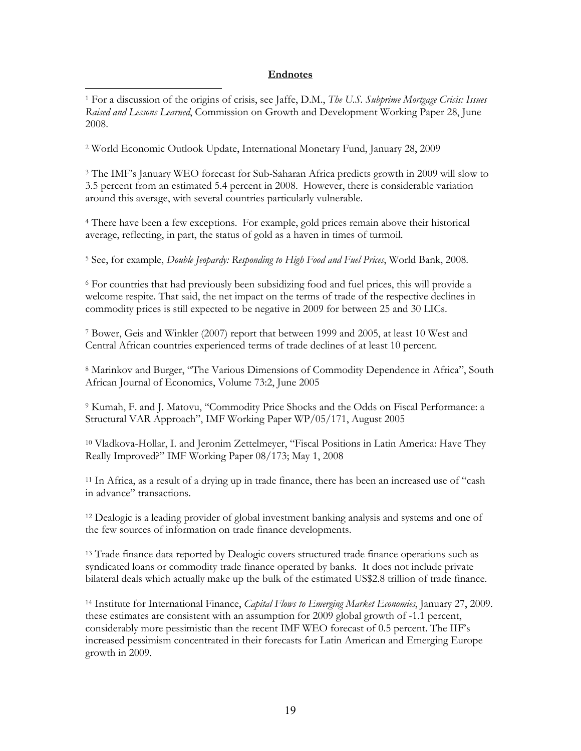## Endnotes

[1] For a discussion of the origins of crisis, see Jaffe, D.M., *The U.S. Subprime Mortgage Crisis: Issues Raised and Lessons Learned*, Commission on Growth and Development Working Paper 28, June 2008.

[2] World Economic Outlook Update, International Monetary Fund, January 28, 2009

[3] The IMF's January WEO forecast for Sub-Saharan Africa predicts growth in 2009 will slow to 3.5 percent from an estimated 5.4 percent in 2008. However, there is considerable variation around this average, with several countries particularly vulnerable.

[4] There have been a few exceptions. For example, gold prices remain above their historical average, reflecting, in part, the status of gold as a haven in times of turmoil.

[5] See, for example, *Double Jeopardy: Responding to High Food and Fuel Prices*, World Bank, 2008.

[6] For countries that had previously been subsidizing food and fuel prices, this will provide a welcome respite. That said, the net impact on the terms of trade of the respective declines in commodity prices is still expected to be negative in 2009 for between 25 and 30 LICs.

[7] Bower, Geis and Winkler (2007) report that between 1999 and 2005, at least 10 West and Central African countries experienced terms of trade declines of at least 10 percent.

[8] Marinkov and Burger, "The Various Dimensions of Commodity Dependence in Africa", South African Journal of Economics, Volume 73:2, June 2005

[9] Kumah, F. and J. Matovu, "Commodity Price Shocks and the Odds on Fiscal Performance: a Structural VAR Approach", IMF Working Paper WP/05/171, August 2005

[10] Vladkova-Hollar, I. and Jeronim Zettelmeyer, "Fiscal Positions in Latin America: Have They Really Improved?" IMF Working Paper 08/173; May 1, 2008

[11] In Africa, as a result of a drying up in trade finance, there has been an increased use of "cash in advance" transactions.

[12] Dealogic is a leading provider of global investment banking analysis and systems and one of the few sources of information on trade finance developments.

[13] Trade finance data reported by Dealogic covers structured trade finance operations such as syndicated loans or commodity trade finance operated by banks. It does not include private bilateral deals which actually make up the bulk of the estimated US$2.8 trillion of trade finance.

[14] Institute for International Finance, *Capital Flows to Emerging Market Economies*, January 27, 2009. these estimates are consistent with an assumption for 2009 global growth of -1.1 percent, considerably more pessimistic than the recent IMF WEO forecast of 0.5 percent. The IIF's increased pessimism concentrated in their forecasts for Latin American and Emerging Europe growth in 2009.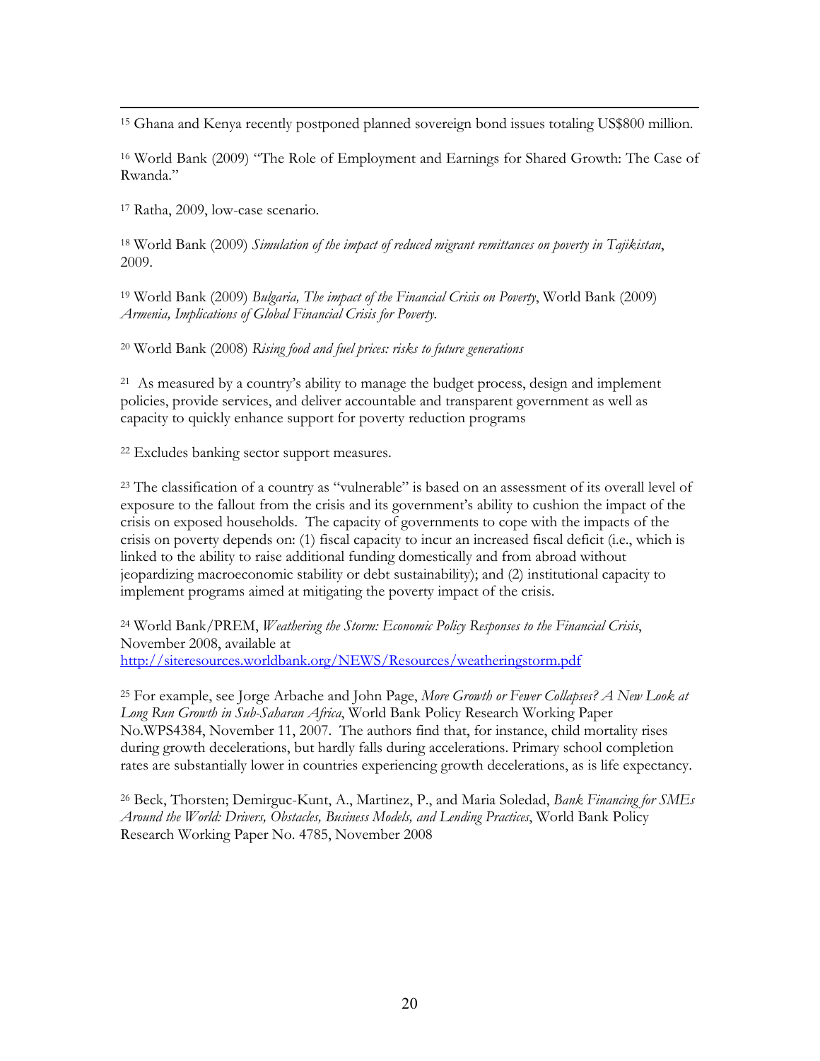[15] Ghana and Kenya recently postponed planned sovereign bond issues totaling US$800 million.

[16] World Bank (2009) "The Role of Employment and Earnings for Shared Growth: The Case of Rwanda."

[17] Ratha, 2009, low-case scenario.

[18] World Bank (2009) *Simulation of the impact of reduced migrant remittances on poverty in Tajikistan*, 2009.

[19] World Bank (2009) *Bulgaria, The impact of the Financial Crisis on Poverty*, World Bank (2009) *Armenia, Implications of Global Financial Crisis for Poverty.*

[20] World Bank (2008) *Rising food and fuel prices: risks to future generations*

[21] As measured by a country's ability to manage the budget process, design and implement policies, provide services, and deliver accountable and transparent government as well as capacity to quickly enhance support for poverty reduction programs

[22] Excludes banking sector support measures.

[23] The classification of a country as "vulnerable" is based on an assessment of its overall level of exposure to the fallout from the crisis and its government's ability to cushion the impact of the crisis on exposed households. The capacity of governments to cope with the impacts of the crisis on poverty depends on: (1) fiscal capacity to incur an increased fiscal deficit (i.e., which is linked to the ability to raise additional funding domestically and from abroad without jeopardizing macroeconomic stability or debt sustainability); and (2) institutional capacity to implement programs aimed at mitigating the poverty impact of the crisis.

[24] World Bank/PREM, *Weathering the Storm: Economic Policy Responses to the Financial Crisis*, November 2008, available at http://siteresources.worldbank.org/NEWS/Resources/weatheringstorm.pdf

[25] For example, see Jorge Arbache and John Page, *More Growth or Fewer Collapses? A New Look at Long Run Growth in Sub-Saharan Africa*, World Bank Policy Research Working Paper No.WPS4384, November 11, 2007. The authors find that, for instance, child mortality rises during growth decelerations, but hardly falls during accelerations. Primary school completion rates are substantially lower in countries experiencing growth decelerations, as is life expectancy.

[26] Beck, Thorsten; Demirguc-Kunt, A., Martinez, P., and Maria Soledad, *Bank Financing for SMEs Around the World: Drivers, Obstacles, Business Models, and Lending Practices*, World Bank Policy Research Working Paper No. 4785, November 2008